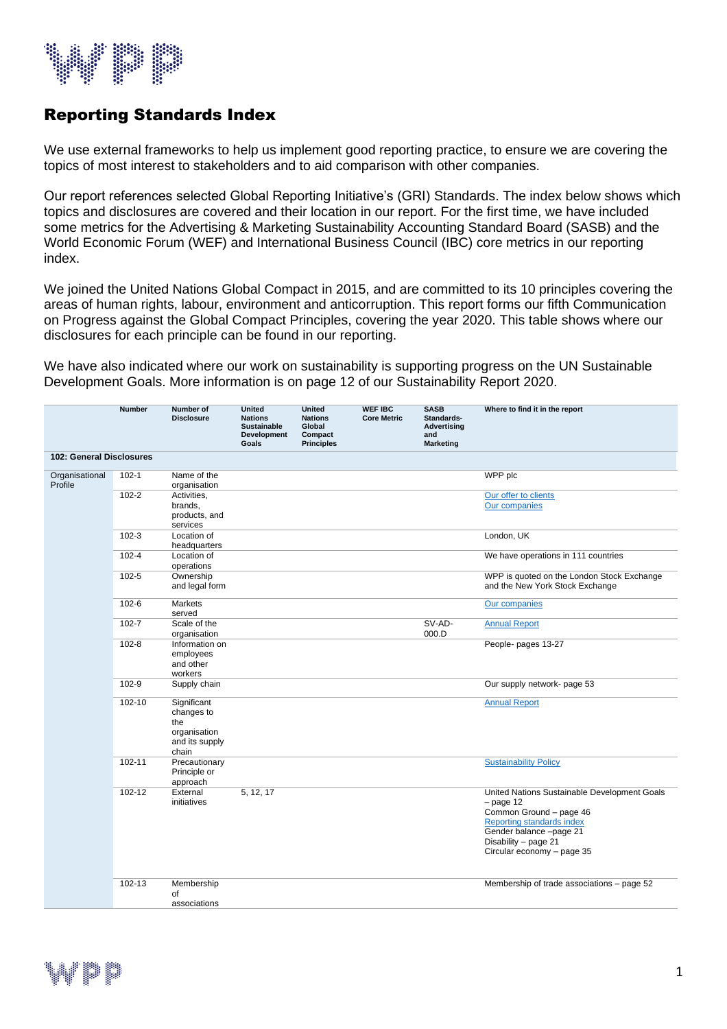# Reporting Standards Index

We use external frameworks to help us implement good reporting practice, to ensure we are covering the topics of most interest to stakeholders and to aid comparison with other companies.

Our report references selected Global Reporting Initiative's (GRI) Standards. The index below shows which topics and disclosures are covered and their location in our report. For the first time, we have included some metrics for the Advertising & Marketing Sustainability Accounting Standard Board (SASB) and the World Economic Forum (WEF) and International Business Council (IBC) core metrics in our reporting index.

We joined the United Nations Global Compact in 2015, and are committed to its 10 principles covering the areas of human rights, labour, environment and anticorruption. This report forms our fifth Communication on Progress against the Global Compact Principles, covering the year 2020. This table shows where our disclosures for each principle can be found in our reporting.

We have also indicated where our work on sustainability is supporting progress on the UN Sustainable Development Goals. More information is on page 12 of our Sustainability Report 2020.

| | Number | Number of Disclosure | United Nations Sustainable Development Goals | United Nations Global Compact Principles | WEF IBC Core Metric | SASB Standards-Advertising and Marketing | Where to find it in the report |
|---|---|---|---|---|---|---|---|
| **102: General Disclosures** | | | | | | | |
| Organisational Profile | 102-1 | Name of the organisation | | | | | WPP plc |
| | 102-2 | Activities, brands, products, and services | | | | | Our offer to clients<br>Our companies |
| | 102-3 | Location of headquarters | | | | | London, UK |
| | 102-4 | Location of operations | | | | | We have operations in 111 countries |
| | 102-5 | Ownership and legal form | | | | | WPP is quoted on the London Stock Exchange and the New York Stock Exchange |
| | 102-6 | Markets served | | | | | Our companies |
| | 102-7 | Scale of the organisation | | | | SV-AD-000.D | Annual Report |
| | 102-8 | Information on employees and other workers | | | | | People- pages 13-27 |
| | 102-9 | Supply chain | | | | | Our supply network- page 53 |
| | 102-10 | Significant changes to the organisation and its supply chain | | | | | Annual Report |
| | 102-11 | Precautionary Principle or approach | | | | | Sustainability Policy |
| | 102-12 | External initiatives | 5, 12, 17 | | | | United Nations Sustainable Development Goals – page 12<br>Common Ground – page 46<br>Reporting standards index<br>Gender balance –page 21<br>Disability – page 21<br>Circular economy – page 35 |
| | 102-13 | Membership of associations | | | | | Membership of trade associations – page 52 |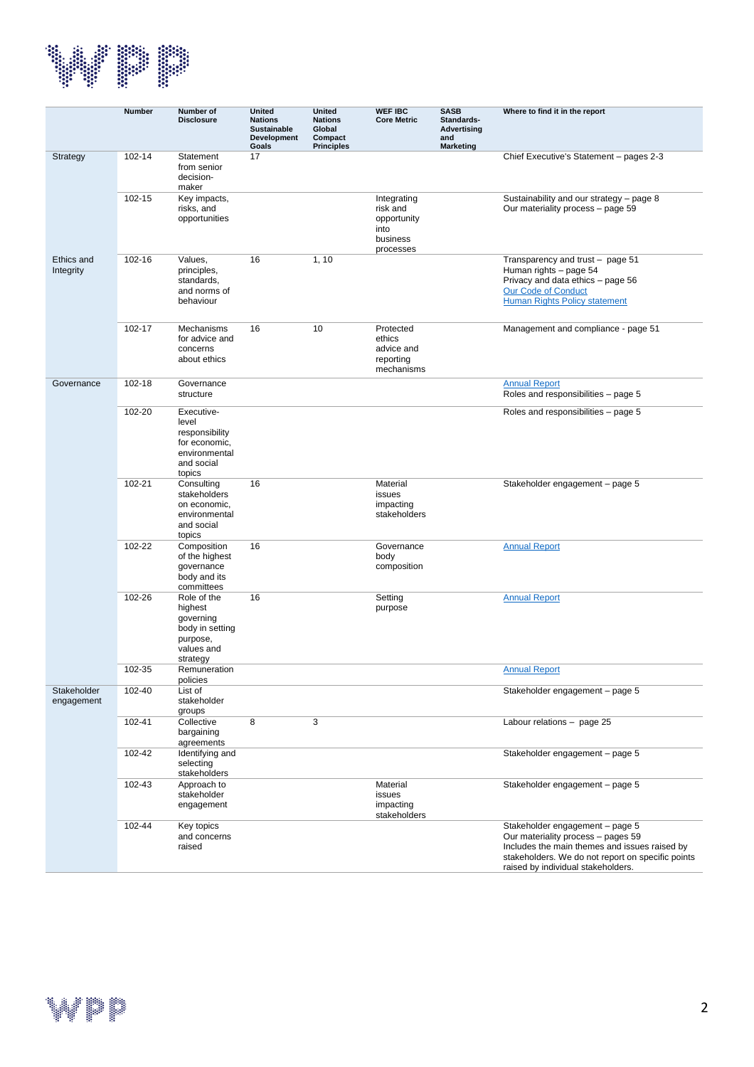| | Number | Number of Disclosure | United Nations Sustainable Development Goals | United Nations Global Compact Principles | WEF IBC Core Metric | SASB Standards-Advertising and Marketing | Where to find it in the report |
|---|---|---|---|---|---|---|---|
| Strategy | 102-14 | Statement from senior decision-maker | 17 | | | | Chief Executive's Statement – pages 2-3 |
| | 102-15 | Key impacts, risks, and opportunities | | | Integrating risk and opportunity into business processes | | Sustainability and our strategy – page 8<br>Our materiality process – page 59 |
| Ethics and Integrity | 102-16 | Values, principles, standards, and norms of behaviour | 16 | 1, 10 | | | Transparency and trust – page 51<br>Human rights – page 54<br>Privacy and data ethics – page 56<br>Our Code of Conduct<br>Human Rights Policy statement |
| | 102-17 | Mechanisms for advice and concerns about ethics | 16 | 10 | Protected ethics advice and reporting mechanisms | | Management and compliance - page 51 |
| Governance | 102-18 | Governance structure | | | | | Annual Report<br>Roles and responsibilities – page 5 |
| | 102-20 | Executive-level responsibility for economic, environmental and social topics | | | | | Roles and responsibilities – page 5 |
| | 102-21 | Consulting stakeholders on economic, environmental and social topics | 16 | | Material issues impacting stakeholders | | Stakeholder engagement – page 5 |
| | 102-22 | Composition of the highest governance body and its committees | 16 | | Governance body composition | | Annual Report |
| | 102-26 | Role of the highest governing body in setting purpose, values and strategy | 16 | | Setting purpose | | Annual Report |
| | 102-35 | Remuneration policies | | | | | Annual Report |
| Stakeholder engagement | 102-40 | List of stakeholder groups | | | | | Stakeholder engagement – page 5 |
| | 102-41 | Collective bargaining agreements | 8 | 3 | | | Labour relations – page 25 |
| | 102-42 | Identifying and selecting stakeholders | | | | | Stakeholder engagement – page 5 |
| | 102-43 | Approach to stakeholder engagement | | | Material issues impacting stakeholders | | Stakeholder engagement – page 5 |
| | 102-44 | Key topics and concerns raised | | | | | Stakeholder engagement – page 5<br>Our materiality process – pages 59<br>Includes the main themes and issues raised by stakeholders. We do not report on specific points raised by individual stakeholders. |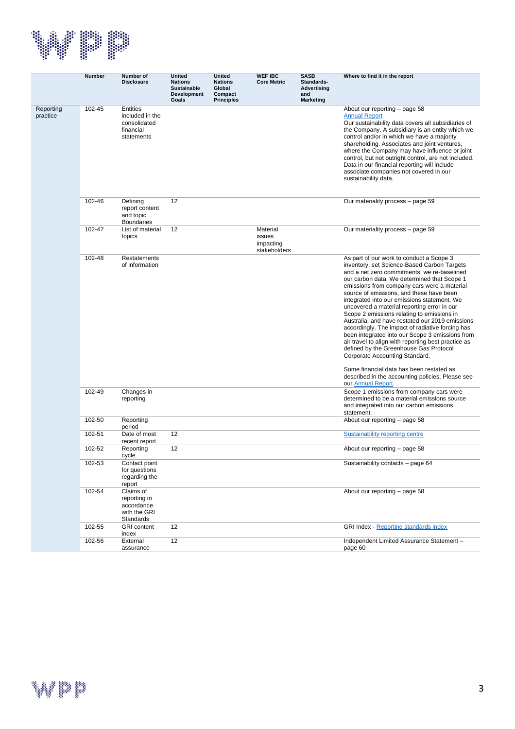| | Number | Number of Disclosure | United Nations Sustainable Development Goals | United Nations Global Compact Principles | WEF IBC Core Metric | SASB Standards-Advertising and Marketing | Where to find it in the report |
|---|---|---|---|---|---|---|---|
| Reporting practice | 102-45 | Entities included in the consolidated financial statements | | | | | About our reporting – page 58<br>Annual Report<br>Our sustainability data covers all subsidiaries of the Company. A subsidiary is an entity which we control and/or in which we have a majority shareholding. Associates and joint ventures, where the Company may have influence or joint control, but not outright control, are not included. Data in our financial reporting will include associate companies not covered in our sustainability data. |
| | 102-46 | Defining report content and topic Boundaries | 12 | | | | Our materiality process – page 59 |
| | 102-47 | List of material topics | 12 | | Material issues impacting stakeholders | | Our materiality process – page 59 |
| | 102-48 | Restatements of information | | | | | As part of our work to conduct a Scope 3 inventory, set Science-Based Carbon Targets and a net zero commitments, we re-baselined our carbon data. We determined that Scope 1 emissions from company cars were a material source of emissions, and these have been integrated into our emissions statement. We uncovered a material reporting error in our Scope 2 emissions relating to emissions in Australia, and have restated our 2019 emissions accordingly. The impact of radiative forcing has been integrated into our Scope 3 emissions from air travel to align with reporting best practice as defined by the Greenhouse Gas Protocol Corporate Accounting Standard.<br><br>Some financial data has been restated as described in the accounting policies. Please see our Annual Report. |
| | 102-49 | Changes in reporting | | | | | Scope 1 emissions from company cars were determined to be a material emissions source and integrated into our carbon emissions statement. |
| | 102-50 | Reporting period | | | | | About our reporting – page 58 |
| | 102-51 | Date of most recent report | 12 | | | | Sustainability reporting centre |
| | 102-52 | Reporting cycle | 12 | | | | About our reporting – page 58 |
| | 102-53 | Contact point for questions regarding the report | | | | | Sustainability contacts – page 64 |
| | 102-54 | Claims of reporting in accordance with the GRI Standards | | | | | About our reporting – page 58 |
| | 102-55 | GRI content index | 12 | | | | GRI Index - Reporting standards index |
| | 102-56 | External assurance | 12 | | | | Independent Limited Assurance Statement – page 60 |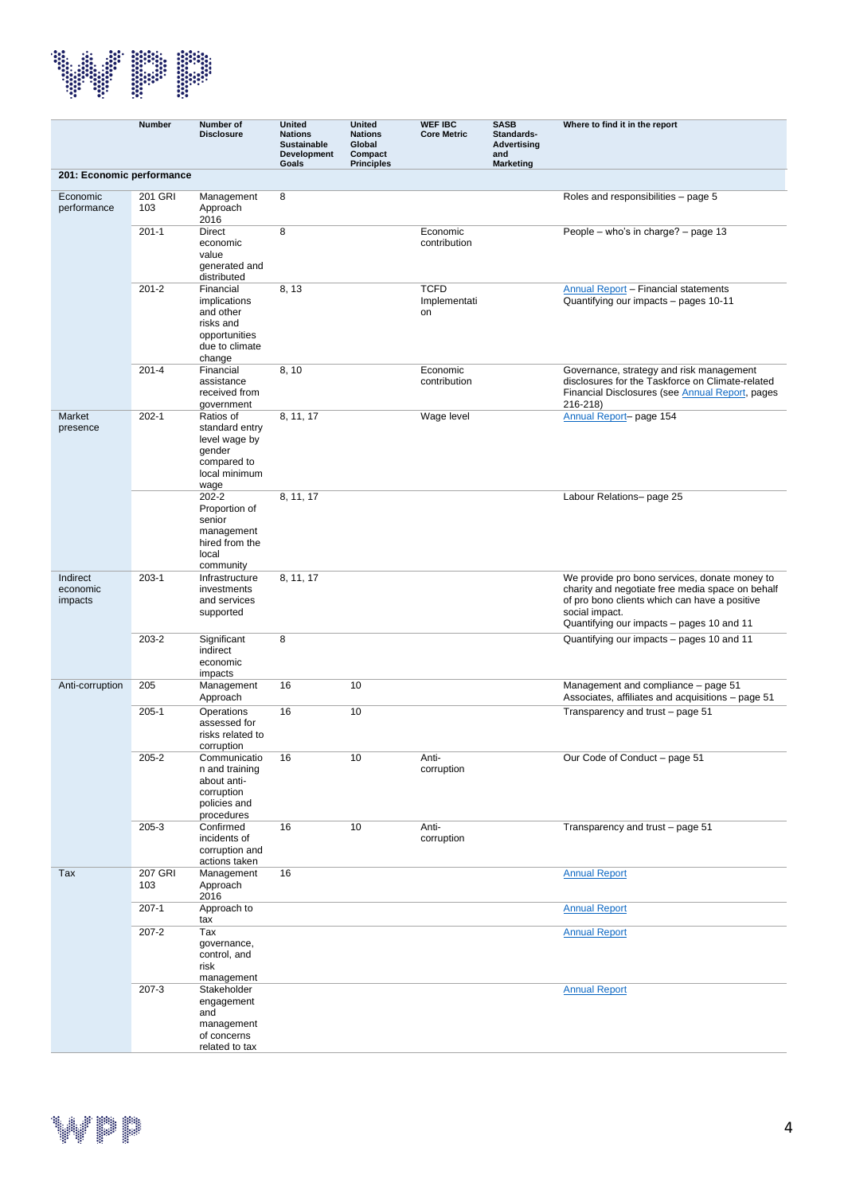| | Number | Number of Disclosure | United Nations Sustainable Development Goals | United Nations Global Compact Principles | WEF IBC Core Metric | SASB Standards-Advertising and Marketing | Where to find it in the report |
|---|---|---|---|---|---|---|---|
| **201: Economic performance** | | | | | | | |
| Economic performance | 201 GRI 103 | Management Approach 2016 | 8 | | | | Roles and responsibilities – page 5 |
| | 201-1 | Direct economic value generated and distributed | 8 | | Economic contribution | | People – who's in charge? – page 13 |
| | 201-2 | Financial implications and other risks and opportunities due to climate change | 8, 13 | | TCFD Implementation | | Annual Report – Financial statements<br>Quantifying our impacts – pages 10-11 |
| | 201-4 | Financial assistance received from government | 8, 10 | | Economic contribution | | Governance, strategy and risk management disclosures for the Taskforce on Climate-related Financial Disclosures (see Annual Report, pages 216-218) |
| Market presence | 202-1 | Ratios of standard entry level wage by gender compared to local minimum wage | 8, 11, 17 | | Wage level | | Annual Report– page 154 |
| | | 202-2 Proportion of senior management hired from the local community | 8, 11, 17 | | | | Labour Relations– page 25 |
| Indirect economic impacts | 203-1 | Infrastructure investments and services supported | 8, 11, 17 | | | | We provide pro bono services, donate money to charity and negotiate free media space on behalf of pro bono clients which can have a positive social impact.<br>Quantifying our impacts – pages 10 and 11 |
| | 203-2 | Significant indirect economic impacts | 8 | | | | Quantifying our impacts – pages 10 and 11 |
| Anti-corruption | 205 | Management Approach | 16 | 10 | | | Management and compliance – page 51<br>Associates, affiliates and acquisitions – page 51 |
| | 205-1 | Operations assessed for risks related to corruption | 16 | 10 | | | Transparency and trust – page 51 |
| | 205-2 | Communication and training about anti-corruption policies and procedures | 16 | 10 | Anti-corruption | | Our Code of Conduct – page 51 |
| | 205-3 | Confirmed incidents of corruption and actions taken | 16 | 10 | Anti-corruption | | Transparency and trust – page 51 |
| Tax | 207 GRI 103 | Management Approach 2016 | 16 | | | | Annual Report |
| | 207-1 | Approach to tax | | | | | Annual Report |
| | 207-2 | Tax governance, control, and risk management | | | | | Annual Report |
| | 207-3 | Stakeholder engagement and management of concerns related to tax | | | | | Annual Report |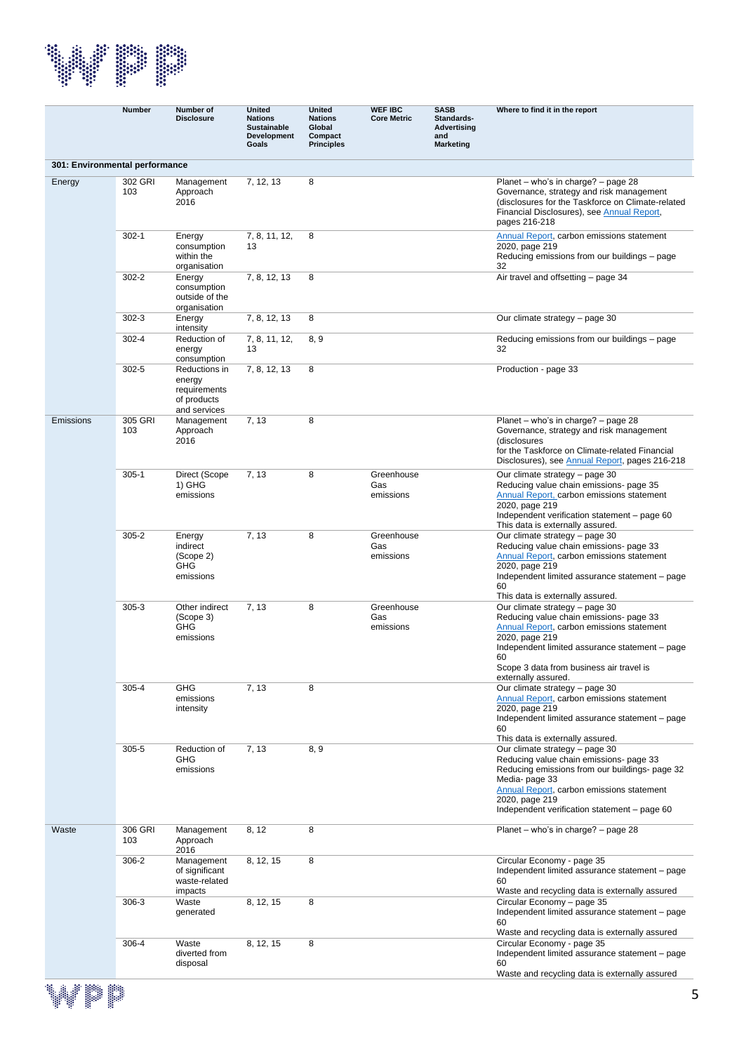| | Number | Number of Disclosure | United Nations Sustainable Development Goals | United Nations Global Compact Principles | WEF IBC Core Metric | SASB Standards- Advertising and Marketing | Where to find it in the report |
|---|---|---|---|---|---|---|---|
| **301: Environmental performance** | | | | | | | |
| Energy | 302 GRI 103 | Management Approach 2016 | 7, 12, 13 | 8 | | | Planet – who's in charge? – page 28<br>Governance, strategy and risk management (disclosures for the Taskforce on Climate-related Financial Disclosures), see Annual Report, pages 216-218 |
| | 302-1 | Energy consumption within the organisation | 7, 8, 11, 12, 13 | 8 | | | Annual Report, carbon emissions statement 2020, page 219<br>Reducing emissions from our buildings – page 32 |
| | 302-2 | Energy consumption outside of the organisation | 7, 8, 12, 13 | 8 | | | Air travel and offsetting – page 34 |
| | 302-3 | Energy intensity | 7, 8, 12, 13 | 8 | | | Our climate strategy – page 30 |
| | 302-4 | Reduction of energy consumption | 7, 8, 11, 12, 13 | 8, 9 | | | Reducing emissions from our buildings – page 32 |
| | 302-5 | Reductions in energy requirements of products and services | 7, 8, 12, 13 | 8 | | | Production - page 33 |
| Emissions | 305 GRI 103 | Management Approach 2016 | 7, 13 | 8 | | | Planet – who's in charge? – page 28<br>Governance, strategy and risk management (disclosures for the Taskforce on Climate-related Financial Disclosures), see Annual Report, pages 216-218 |
| | 305-1 | Direct (Scope 1) GHG emissions | 7, 13 | 8 | Greenhouse Gas emissions | | Our climate strategy – page 30<br>Reducing value chain emissions- page 35<br>Annual Report, carbon emissions statement 2020, page 219<br>Independent verification statement – page 60<br>This data is externally assured. |
| | 305-2 | Energy indirect (Scope 2) GHG emissions | 7, 13 | 8 | Greenhouse Gas emissions | | Our climate strategy – page 30<br>Reducing value chain emissions- page 33<br>Annual Report, carbon emissions statement 2020, page 219<br>Independent limited assurance statement – page 60<br>This data is externally assured. |
| | 305-3 | Other indirect (Scope 3) GHG emissions | 7, 13 | 8 | Greenhouse Gas emissions | | Our climate strategy – page 30<br>Reducing value chain emissions- page 33<br>Annual Report, carbon emissions statement 2020, page 219<br>Independent limited assurance statement – page 60<br>Scope 3 data from business air travel is externally assured. |
| | 305-4 | GHG emissions intensity | 7, 13 | 8 | | | Our climate strategy – page 30<br>Annual Report, carbon emissions statement 2020, page 219<br>Independent limited assurance statement – page 60<br>This data is externally assured. |
| | 305-5 | Reduction of GHG emissions | 7, 13 | 8, 9 | | | Our climate strategy – page 30<br>Reducing value chain emissions- page 33<br>Reducing emissions from our buildings- page 32<br>Media- page 33<br>Annual Report, carbon emissions statement 2020, page 219<br>Independent verification statement – page 60 |
| Waste | 306 GRI 103 | Management Approach 2016 | 8, 12 | 8 | | | Planet – who's in charge? – page 28 |
| | 306-2 | Management of significant waste-related impacts | 8, 12, 15 | 8 | | | Circular Economy - page 35<br>Independent limited assurance statement – page 60<br>Waste and recycling data is externally assured |
| | 306-3 | Waste generated | 8, 12, 15 | 8 | | | Circular Economy – page 35<br>Independent limited assurance statement – page 60<br>Waste and recycling data is externally assured |
| | 306-4 | Waste diverted from disposal | 8, 12, 15 | 8 | | | Circular Economy - page 35<br>Independent limited assurance statement – page 60<br>Waste and recycling data is externally assured |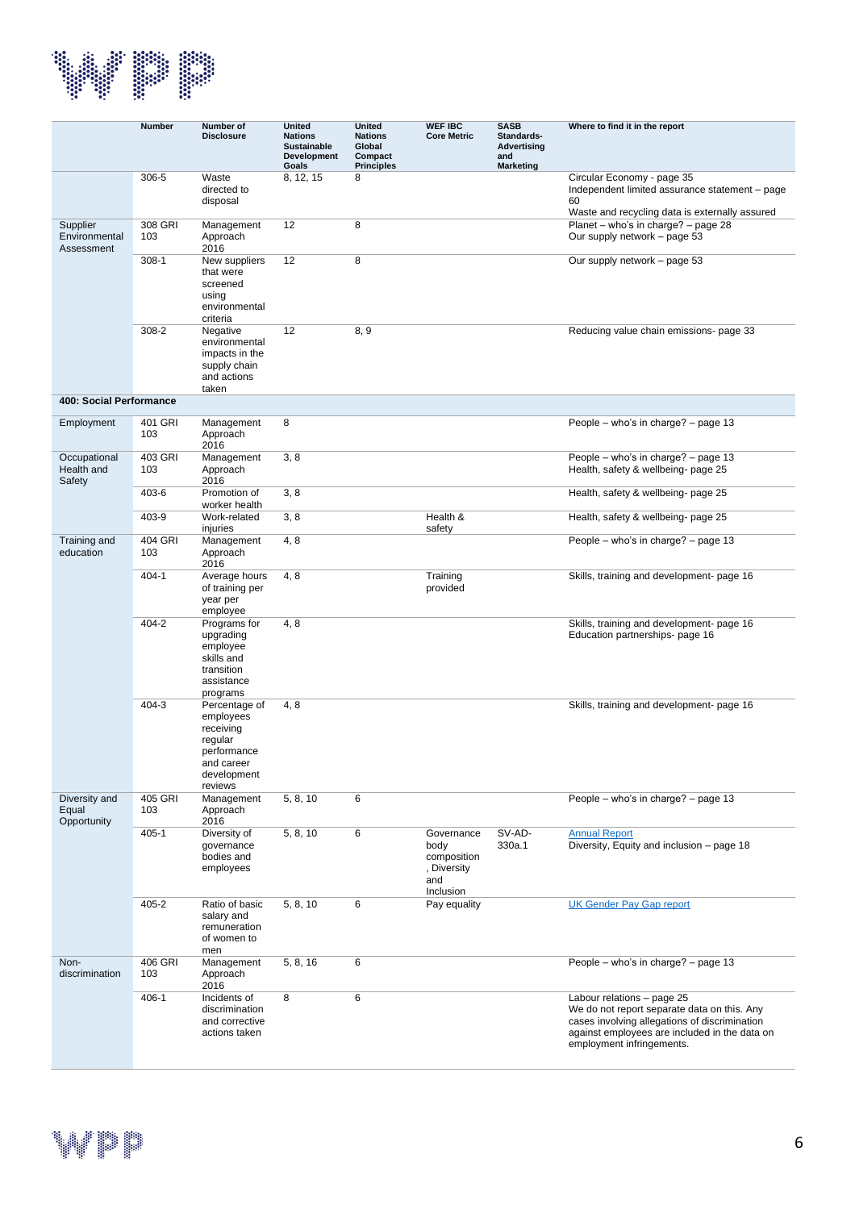| | Number | Number of Disclosure | United Nations Sustainable Development Goals | United Nations Global Compact Principles | WEF IBC Core Metric | SASB Standards- Advertising and Marketing | Where to find it in the report |
|---|---|---|---|---|---|---|---|
| | 306-5 | Waste directed to disposal | 8, 12, 15 | 8 | | | Circular Economy - page 35<br>Independent limited assurance statement – page 60<br>Waste and recycling data is externally assured |
| Supplier Environmental Assessment | 308 GRI 103 | Management Approach 2016 | 12 | 8 | | | Planet – who's in charge? – page 28<br>Our supply network – page 53 |
| | 308-1 | New suppliers that were screened using environmental criteria | 12 | 8 | | | Our supply network – page 53 |
| | 308-2 | Negative environmental impacts in the supply chain and actions taken | 12 | 8, 9 | | | Reducing value chain emissions- page 33 |
| **400: Social Performance** | | | | | | | |
| Employment | 401 GRI 103 | Management Approach 2016 | 8 | | | | People – who's in charge? – page 13 |
| Occupational Health and Safety | 403 GRI 103 | Management Approach 2016 | 3, 8 | | | | People – who's in charge? – page 13<br>Health, safety & wellbeing- page 25 |
| | 403-6 | Promotion of worker health | 3, 8 | | | | Health, safety & wellbeing- page 25 |
| | 403-9 | Work-related injuries | 3, 8 | | Health & safety | | Health, safety & wellbeing- page 25 |
| Training and education | 404 GRI 103 | Management Approach 2016 | 4, 8 | | | | People – who's in charge? – page 13 |
| | 404-1 | Average hours of training per year per employee | 4, 8 | | Training provided | | Skills, training and development- page 16 |
| | 404-2 | Programs for upgrading employee skills and transition assistance programs | 4, 8 | | | | Skills, training and development- page 16<br>Education partnerships- page 16 |
| | 404-3 | Percentage of employees receiving regular performance and career development reviews | 4, 8 | | | | Skills, training and development- page 16 |
| Diversity and Equal Opportunity | 405 GRI 103 | Management Approach 2016 | 5, 8, 10 | 6 | | | People – who's in charge? – page 13 |
| | 405-1 | Diversity of governance bodies and employees | 5, 8, 10 | 6 | Governance body composition, Diversity and Inclusion | SV-AD-330a.1 | Annual Report<br>Diversity, Equity and inclusion – page 18 |
| | 405-2 | Ratio of basic salary and remuneration of women to men | 5, 8, 10 | 6 | Pay equality | | UK Gender Pay Gap report |
| Non-discrimination | 406 GRI 103 | Management Approach 2016 | 5, 8, 16 | 6 | | | People – who's in charge? – page 13 |
| | 406-1 | Incidents of discrimination and corrective actions taken | 8 | 6 | | | Labour relations – page 25<br>We do not report separate data on this. Any cases involving allegations of discrimination against employees are included in the data on employment infringements. |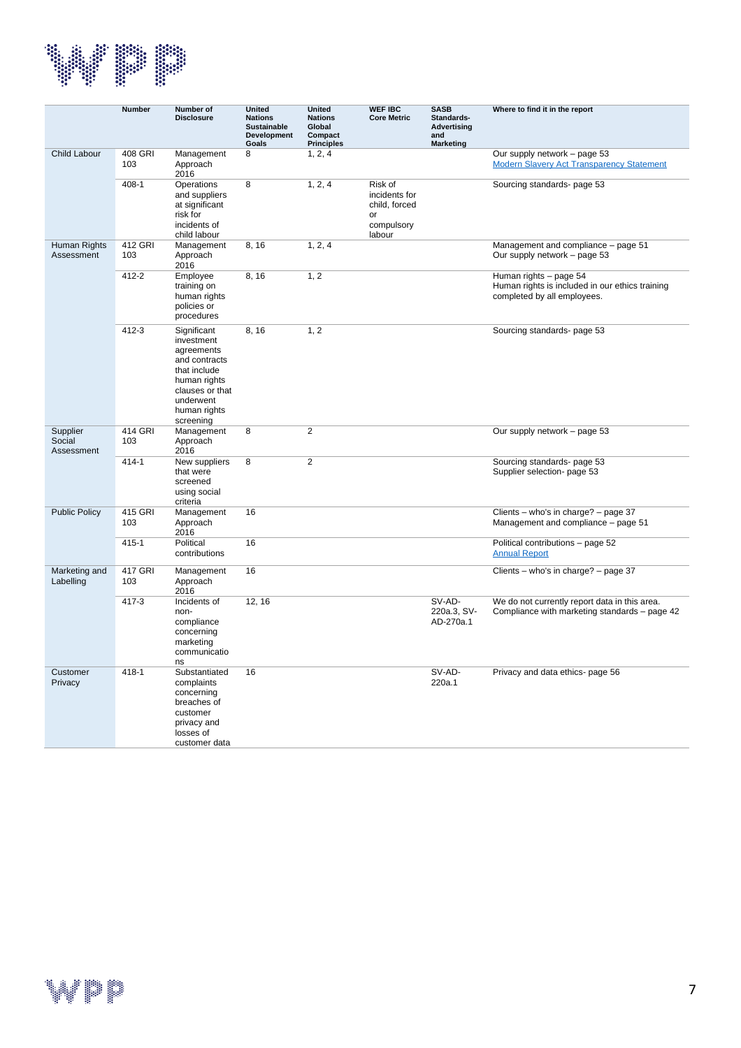| | Number | Number of Disclosure | United Nations Sustainable Development Goals | United Nations Global Compact Principles | WEF IBC Core Metric | SASB Standards- Advertising and Marketing | Where to find it in the report |
|---|---|---|---|---|---|---|---|
| Child Labour | 408 GRI 103 | Management Approach 2016 | 8 | 1, 2, 4 | | | Our supply network – page 53<br>[Modern Slavery Act Transparency Statement] |
| | 408-1 | Operations and suppliers at significant risk for incidents of child labour | 8 | 1, 2, 4 | Risk of incidents for child, forced or compulsory labour | | Sourcing standards- page 53 |
| Human Rights Assessment | 412 GRI 103 | Management Approach 2016 | 8, 16 | 1, 2, 4 | | | Management and compliance – page 51<br>Our supply network – page 53 |
| | 412-2 | Employee training on human rights policies or procedures | 8, 16 | 1, 2 | | | Human rights – page 54<br>Human rights is included in our ethics training completed by all employees. |
| | 412-3 | Significant investment agreements and contracts that include human rights clauses or that underwent human rights screening | 8, 16 | 1, 2 | | | Sourcing standards- page 53 |
| Supplier Social Assessment | 414 GRI 103 | Management Approach 2016 | 8 | 2 | | | Our supply network – page 53 |
| | 414-1 | New suppliers that were screened using social criteria | 8 | 2 | | | Sourcing standards- page 53<br>Supplier selection- page 53 |
| Public Policy | 415 GRI 103 | Management Approach 2016 | 16 | | | | Clients – who's in charge? – page 37<br>Management and compliance – page 51 |
| | 415-1 | Political contributions | 16 | | | | Political contributions – page 52<br>[Annual Report] |
| Marketing and Labelling | 417 GRI 103 | Management Approach 2016 | 16 | | | | Clients – who's in charge? – page 37 |
| | 417-3 | Incidents of non-compliance concerning marketing communications | 12, 16 | | | SV-AD-220a.3, SV-AD-270a.1 | We do not currently report data in this area.<br>Compliance with marketing standards – page 42 |
| Customer Privacy | 418-1 | Substantiated complaints concerning breaches of customer privacy and losses of customer data | 16 | | | SV-AD-220a.1 | Privacy and data ethics- page 56 |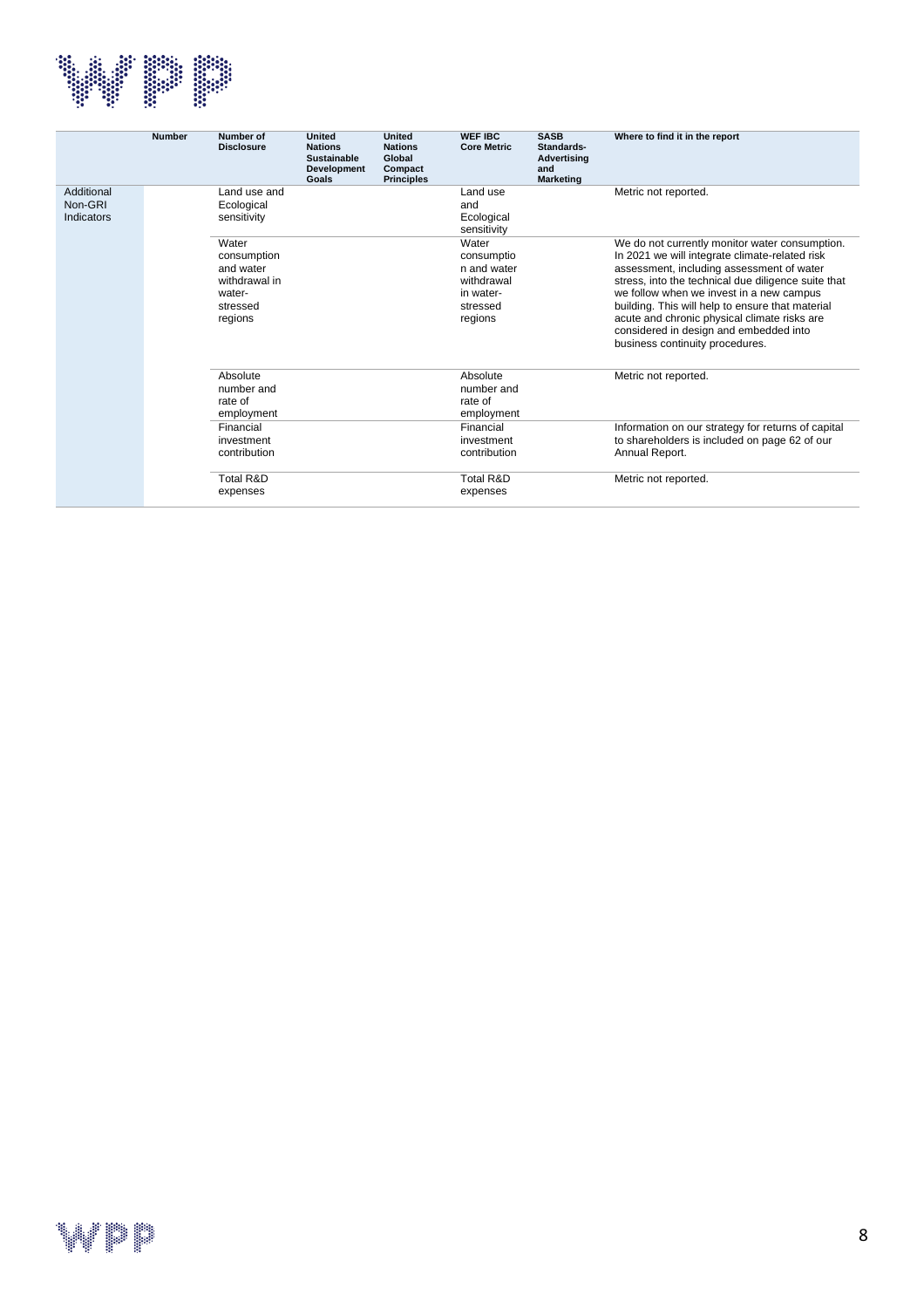| | Number | Number of Disclosure | United Nations Sustainable Development Goals | United Nations Global Compact Principles | WEF IBC Core Metric | SASB Standards- Advertising and Marketing | Where to find it in the report |
|---|---|---|---|---|---|---|---|
| Additional Non-GRI Indicators | | Land use and Ecological sensitivity | | | Land use and Ecological sensitivity | | Metric not reported. |
| | | Water consumption and water withdrawal in water-stressed regions | | | Water consumption and water withdrawal in water-stressed regions | | We do not currently monitor water consumption. In 2021 we will integrate climate-related risk assessment, including assessment of water stress, into the technical due diligence suite that we follow when we invest in a new campus building. This will help to ensure that material acute and chronic physical climate risks are considered in design and embedded into business continuity procedures. |
| | | Absolute number and rate of employment | | | Absolute number and rate of employment | | Metric not reported. |
| | | Financial investment contribution | | | Financial investment contribution | | Information on our strategy for returns of capital to shareholders is included on page 62 of our Annual Report. |
| | | Total R&D expenses | | | Total R&D expenses | | Metric not reported. |